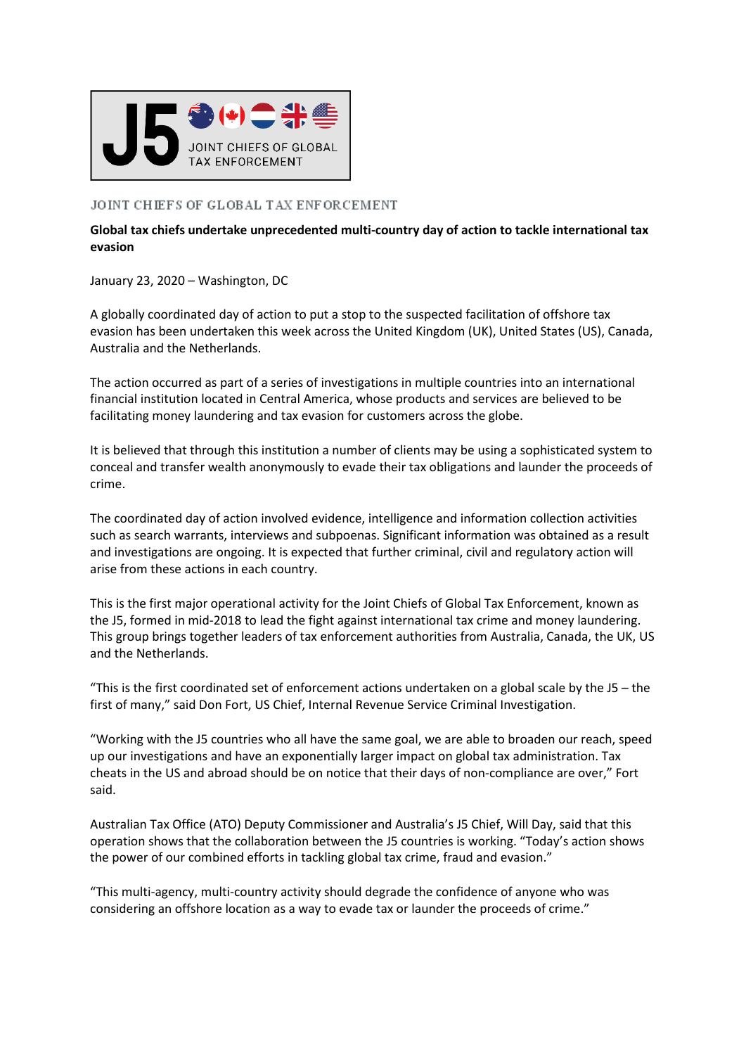J5 — JOINT CHIEFS OF GLOBAL TAX ENFORCEMENT

JOINT CHIEFS OF GLOBAL TAX ENFORCEMENT

**Global tax chiefs undertake unprecedented multi-country day of action to tackle international tax evasion**

January 23, 2020 – Washington, DC

A globally coordinated day of action to put a stop to the suspected facilitation of offshore tax evasion has been undertaken this week across the United Kingdom (UK), United States (US), Canada, Australia and the Netherlands.

The action occurred as part of a series of investigations in multiple countries into an international financial institution located in Central America, whose products and services are believed to be facilitating money laundering and tax evasion for customers across the globe.

It is believed that through this institution a number of clients may be using a sophisticated system to conceal and transfer wealth anonymously to evade their tax obligations and launder the proceeds of crime.

The coordinated day of action involved evidence, intelligence and information collection activities such as search warrants, interviews and subpoenas. Significant information was obtained as a result and investigations are ongoing. It is expected that further criminal, civil and regulatory action will arise from these actions in each country.

This is the first major operational activity for the Joint Chiefs of Global Tax Enforcement, known as the J5, formed in mid-2018 to lead the fight against international tax crime and money laundering. This group brings together leaders of tax enforcement authorities from Australia, Canada, the UK, US and the Netherlands.

"This is the first coordinated set of enforcement actions undertaken on a global scale by the J5 – the first of many," said Don Fort, US Chief, Internal Revenue Service Criminal Investigation.

"Working with the J5 countries who all have the same goal, we are able to broaden our reach, speed up our investigations and have an exponentially larger impact on global tax administration. Tax cheats in the US and abroad should be on notice that their days of non-compliance are over," Fort said.

Australian Tax Office (ATO) Deputy Commissioner and Australia's J5 Chief, Will Day, said that this operation shows that the collaboration between the J5 countries is working. "Today's action shows the power of our combined efforts in tackling global tax crime, fraud and evasion."

"This multi-agency, multi-country activity should degrade the confidence of anyone who was considering an offshore location as a way to evade tax or launder the proceeds of crime."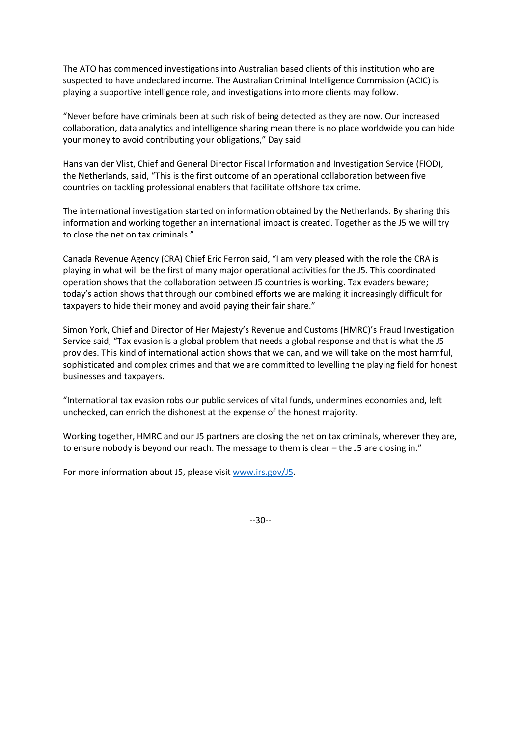The ATO has commenced investigations into Australian based clients of this institution who are suspected to have undeclared income. The Australian Criminal Intelligence Commission (ACIC) is playing a supportive intelligence role, and investigations into more clients may follow.

“Never before have criminals been at such risk of being detected as they are now. Our increased collaboration, data analytics and intelligence sharing mean there is no place worldwide you can hide your money to avoid contributing your obligations,” Day said.

Hans van der Vlist, Chief and General Director Fiscal Information and Investigation Service (FIOD), the Netherlands, said, “This is the first outcome of an operational collaboration between five countries on tackling professional enablers that facilitate offshore tax crime.

The international investigation started on information obtained by the Netherlands. By sharing this information and working together an international impact is created. Together as the J5 we will try to close the net on tax criminals.”

Canada Revenue Agency (CRA) Chief Eric Ferron said, “I am very pleased with the role the CRA is playing in what will be the first of many major operational activities for the J5. This coordinated operation shows that the collaboration between J5 countries is working. Tax evaders beware; today’s action shows that through our combined efforts we are making it increasingly difficult for taxpayers to hide their money and avoid paying their fair share.”

Simon York, Chief and Director of Her Majesty’s Revenue and Customs (HMRC)’s Fraud Investigation Service said, “Tax evasion is a global problem that needs a global response and that is what the J5 provides. This kind of international action shows that we can, and we will take on the most harmful, sophisticated and complex crimes and that we are committed to levelling the playing field for honest businesses and taxpayers.

“International tax evasion robs our public services of vital funds, undermines economies and, left unchecked, can enrich the dishonest at the expense of the honest majority.

Working together, HMRC and our J5 partners are closing the net on tax criminals, wherever they are, to ensure nobody is beyond our reach. The message to them is clear – the J5 are closing in.”

For more information about J5, please visit [www.irs.gov/J5](www.irs.gov/J5).

--30--